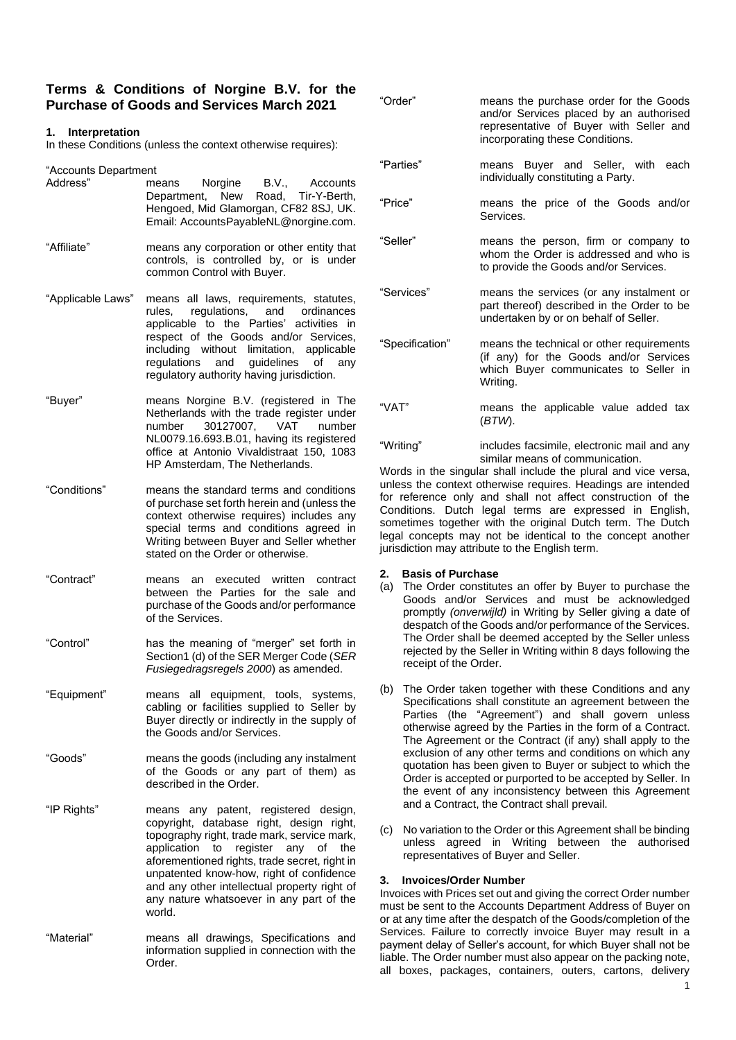# Terms & Conditions of Norgine B.V. for the Purchase of Goods and Services March 2021

## 1. Interpretation

In these Conditions (unless the context otherwise requires):

| | |
|---|---|
| "Accounts Department Address" | means Norgine B.V., Accounts Department, New Road, Tir-Y-Berth, Hengoed, Mid Glamorgan, CF82 8SJ, UK. Email: AccountsPayableNL@norgine.com. |
| "Affiliate" | means any corporation or other entity that controls, is controlled by, or is under common Control with Buyer. |
| "Applicable Laws" | means all laws, requirements, statutes, rules, regulations, and ordinances applicable to the Parties' activities in respect of the Goods and/or Services, including without limitation, applicable regulations and guidelines of any regulatory authority having jurisdiction. |
| "Buyer" | means Norgine B.V. (registered in The Netherlands with the trade register under number 30127007, VAT number NL0079.16.693.B.01, having its registered office at Antonio Vivaldistraat 150, 1083 HP Amsterdam, The Netherlands. |
| "Conditions" | means the standard terms and conditions of purchase set forth herein and (unless the context otherwise requires) includes any special terms and conditions agreed in Writing between Buyer and Seller whether stated on the Order or otherwise. |
| "Contract" | means an executed written contract between the Parties for the sale and purchase of the Goods and/or performance of the Services. |
| "Control" | has the meaning of "merger" set forth in Section1 (d) of the SER Merger Code (*SER Fusiegedragsregels 2000*) as amended. |
| "Equipment" | means all equipment, tools, systems, cabling or facilities supplied to Seller by Buyer directly or indirectly in the supply of the Goods and/or Services. |
| "Goods" | means the goods (including any instalment of the Goods or any part of them) as described in the Order. |
| "IP Rights" | means any patent, registered design, copyright, database right, design right, topography right, trade mark, service mark, application to register any of the aforementioned rights, trade secret, right in unpatented know-how, right of confidence and any other intellectual property right of any nature whatsoever in any part of the world. |
| "Material" | means all drawings, Specifications and information supplied in connection with the Order. |
| "Order" | means the purchase order for the Goods and/or Services placed by an authorised representative of Buyer with Seller and incorporating these Conditions. |
| "Parties" | means Buyer and Seller, with each individually constituting a Party. |
| "Price" | means the price of the Goods and/or Services. |
| "Seller" | means the person, firm or company to whom the Order is addressed and who is to provide the Goods and/or Services. |
| "Services" | means the services (or any instalment or part thereof) described in the Order to be undertaken by or on behalf of Seller. |
| "Specification" | means the technical or other requirements (if any) for the Goods and/or Services which Buyer communicates to Seller in Writing. |
| "VAT" | means the applicable value added tax (*BTW*). |
| "Writing" | includes facsimile, electronic mail and any similar means of communication. |

Words in the singular shall include the plural and vice versa, unless the context otherwise requires. Headings are intended for reference only and shall not affect construction of the Conditions. Dutch legal terms are expressed in English, sometimes together with the original Dutch term. The Dutch legal concepts may not be identical to the concept another jurisdiction may attribute to the English term.

## 2. Basis of Purchase

(a) The Order constitutes an offer by Buyer to purchase the Goods and/or Services and must be acknowledged promptly *(onverwijld)* in Writing by Seller giving a date of despatch of the Goods and/or performance of the Services. The Order shall be deemed accepted by the Seller unless rejected by the Seller in Writing within 8 days following the receipt of the Order.

(b) The Order taken together with these Conditions and any Specifications shall constitute an agreement between the Parties (the "Agreement") and shall govern unless otherwise agreed by the Parties in the form of a Contract. The Agreement or the Contract (if any) shall apply to the exclusion of any other terms and conditions on which any quotation has been given to Buyer or subject to which the Order is accepted or purported to be accepted by Seller. In the event of any inconsistency between this Agreement and a Contract, the Contract shall prevail.

(c) No variation to the Order or this Agreement shall be binding unless agreed in Writing between the authorised representatives of Buyer and Seller.

## 3. Invoices/Order Number

Invoices with Prices set out and giving the correct Order number must be sent to the Accounts Department Address of Buyer on or at any time after the despatch of the Goods/completion of the Services. Failure to correctly invoice Buyer may result in a payment delay of Seller's account, for which Buyer shall not be liable. The Order number must also appear on the packing note, all boxes, packages, containers, outers, cartons, delivery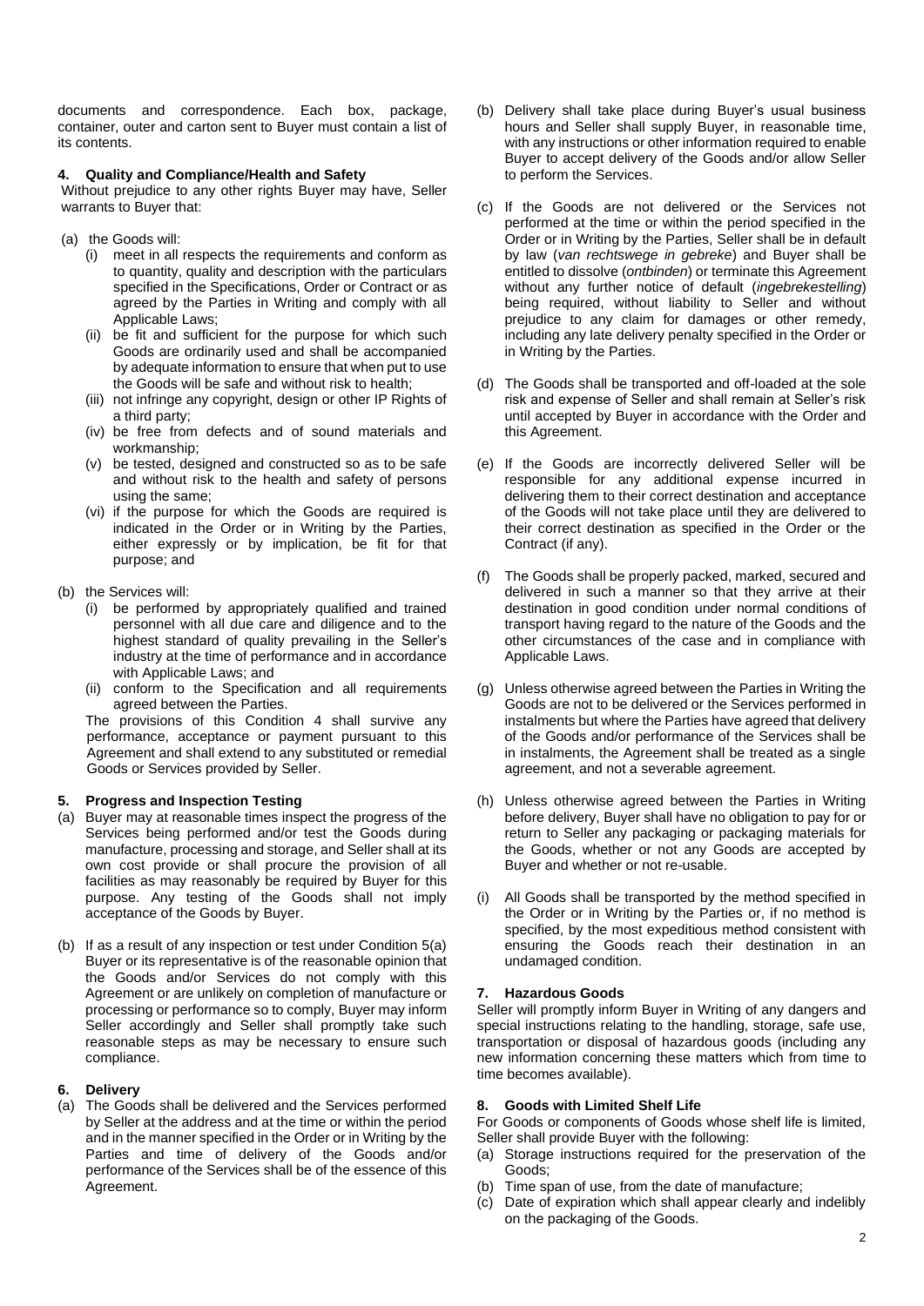documents and correspondence. Each box, package, container, outer and carton sent to Buyer must contain a list of its contents.

**4. Quality and Compliance/Health and Safety**

Without prejudice to any other rights Buyer may have, Seller warrants to Buyer that:

(a) the Goods will:

   (i) meet in all respects the requirements and conform as to quantity, quality and description with the particulars specified in the Specifications, Order or Contract or as agreed by the Parties in Writing and comply with all Applicable Laws;

   (ii) be fit and sufficient for the purpose for which such Goods are ordinarily used and shall be accompanied by adequate information to ensure that when put to use the Goods will be safe and without risk to health;

   (iii) not infringe any copyright, design or other IP Rights of a third party;

   (iv) be free from defects and of sound materials and workmanship;

   (v) be tested, designed and constructed so as to be safe and without risk to the health and safety of persons using the same;

   (vi) if the purpose for which the Goods are required is indicated in the Order or in Writing by the Parties, either expressly or by implication, be fit for that purpose; and

(b) the Services will:

   (i) be performed by appropriately qualified and trained personnel with all due care and diligence and to the highest standard of quality prevailing in the Seller's industry at the time of performance and in accordance with Applicable Laws; and

   (ii) conform to the Specification and all requirements agreed between the Parties.

The provisions of this Condition 4 shall survive any performance, acceptance or payment pursuant to this Agreement and shall extend to any substituted or remedial Goods or Services provided by Seller.

**5. Progress and Inspection Testing**

(a) Buyer may at reasonable times inspect the progress of the Services being performed and/or test the Goods during manufacture, processing and storage, and Seller shall at its own cost provide or shall procure the provision of all facilities as may reasonably be required by Buyer for this purpose. Any testing of the Goods shall not imply acceptance of the Goods by Buyer.

(b) If as a result of any inspection or test under Condition 5(a) Buyer or its representative is of the reasonable opinion that the Goods and/or Services do not comply with this Agreement or are unlikely on completion of manufacture or processing or performance so to comply, Buyer may inform Seller accordingly and Seller shall promptly take such reasonable steps as may be necessary to ensure such compliance.

**6. Delivery**

(a) The Goods shall be delivered and the Services performed by Seller at the address and at the time or within the period and in the manner specified in the Order or in Writing by the Parties and time of delivery of the Goods and/or performance of the Services shall be of the essence of this Agreement.

(b) Delivery shall take place during Buyer's usual business hours and Seller shall supply Buyer, in reasonable time, with any instructions or other information required to enable Buyer to accept delivery of the Goods and/or allow Seller to perform the Services.

(c) If the Goods are not delivered or the Services not performed at the time or within the period specified in the Order or in Writing by the Parties, Seller shall be in default by law (*van rechtswege in gebreke*) and Buyer shall be entitled to dissolve (*ontbinden*) or terminate this Agreement without any further notice of default (*ingebrekestelling*) being required, without liability to Seller and without prejudice to any claim for damages or other remedy, including any late delivery penalty specified in the Order or in Writing by the Parties.

(d) The Goods shall be transported and off-loaded at the sole risk and expense of Seller and shall remain at Seller's risk until accepted by Buyer in accordance with the Order and this Agreement.

(e) If the Goods are incorrectly delivered Seller will be responsible for any additional expense incurred in delivering them to their correct destination and acceptance of the Goods will not take place until they are delivered to their correct destination as specified in the Order or the Contract (if any).

(f) The Goods shall be properly packed, marked, secured and delivered in such a manner so that they arrive at their destination in good condition under normal conditions of transport having regard to the nature of the Goods and the other circumstances of the case and in compliance with Applicable Laws.

(g) Unless otherwise agreed between the Parties in Writing the Goods are not to be delivered or the Services performed in instalments but where the Parties have agreed that delivery of the Goods and/or performance of the Services shall be in instalments, the Agreement shall be treated as a single agreement, and not a severable agreement.

(h) Unless otherwise agreed between the Parties in Writing before delivery, Buyer shall have no obligation to pay for or return to Seller any packaging or packaging materials for the Goods, whether or not any Goods are accepted by Buyer and whether or not re-usable.

(i) All Goods shall be transported by the method specified in the Order or in Writing by the Parties or, if no method is specified, by the most expeditious method consistent with ensuring the Goods reach their destination in an undamaged condition.

**7. Hazardous Goods**

Seller will promptly inform Buyer in Writing of any dangers and special instructions relating to the handling, storage, safe use, transportation or disposal of hazardous goods (including any new information concerning these matters which from time to time becomes available).

**8. Goods with Limited Shelf Life**

For Goods or components of Goods whose shelf life is limited, Seller shall provide Buyer with the following:

(a) Storage instructions required for the preservation of the Goods;

(b) Time span of use, from the date of manufacture;

(c) Date of expiration which shall appear clearly and indelibly on the packaging of the Goods.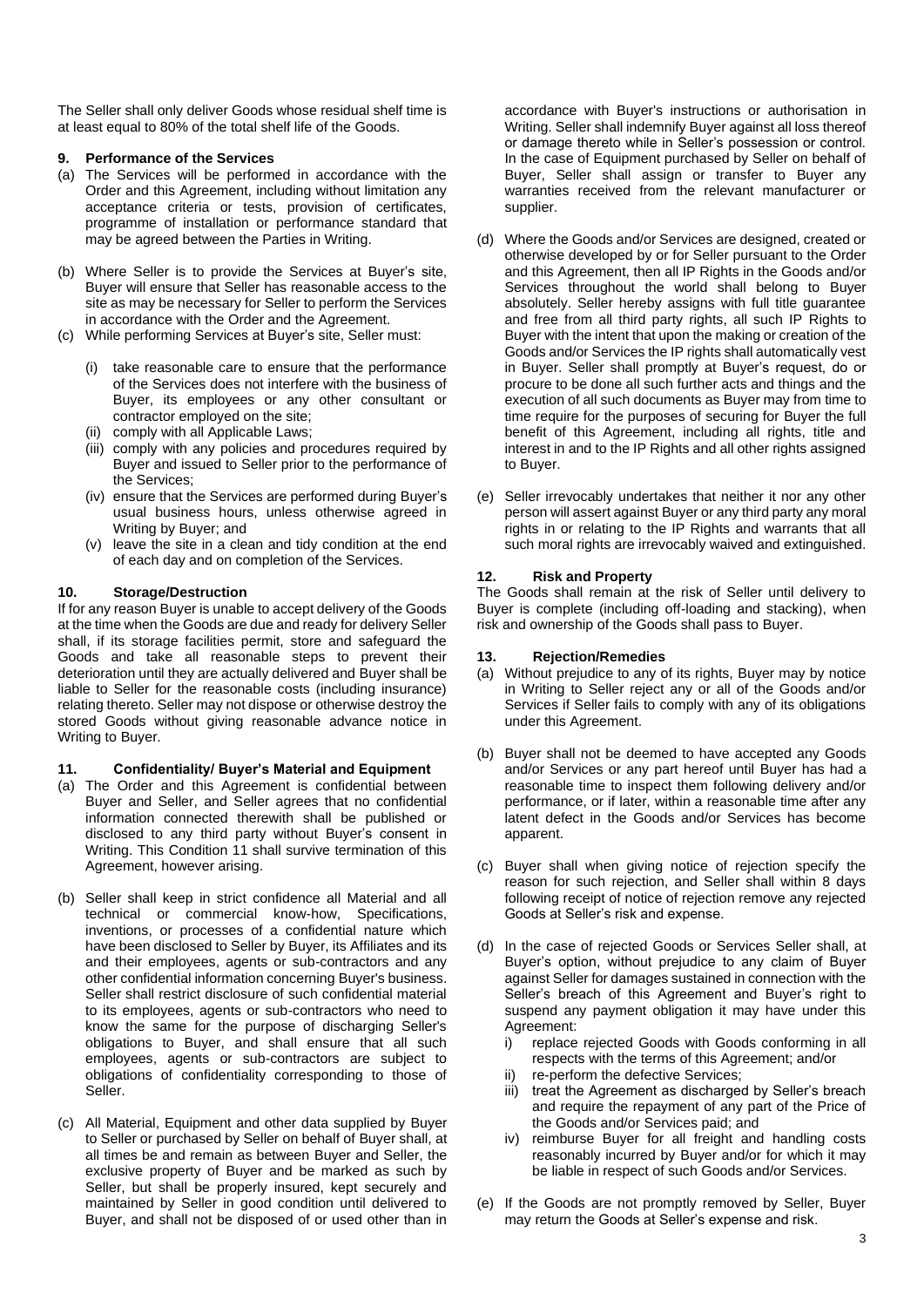The Seller shall only deliver Goods whose residual shelf time is at least equal to 80% of the total shelf life of the Goods.

## 9. Performance of the Services

(a) The Services will be performed in accordance with the Order and this Agreement, including without limitation any acceptance criteria or tests, provision of certificates, programme of installation or performance standard that may be agreed between the Parties in Writing.

(b) Where Seller is to provide the Services at Buyer's site, Buyer will ensure that Seller has reasonable access to the site as may be necessary for Seller to perform the Services in accordance with the Order and the Agreement.

(c) While performing Services at Buyer's site, Seller must:

- (i) take reasonable care to ensure that the performance of the Services does not interfere with the business of Buyer, its employees or any other consultant or contractor employed on the site;
- (ii) comply with all Applicable Laws;
- (iii) comply with any policies and procedures required by Buyer and issued to Seller prior to the performance of the Services;
- (iv) ensure that the Services are performed during Buyer's usual business hours, unless otherwise agreed in Writing by Buyer; and
- (v) leave the site in a clean and tidy condition at the end of each day and on completion of the Services.

## 10. Storage/Destruction

If for any reason Buyer is unable to accept delivery of the Goods at the time when the Goods are due and ready for delivery Seller shall, if its storage facilities permit, store and safeguard the Goods and take all reasonable steps to prevent their deterioration until they are actually delivered and Buyer shall be liable to Seller for the reasonable costs (including insurance) relating thereto. Seller may not dispose or otherwise destroy the stored Goods without giving reasonable advance notice in Writing to Buyer.

## 11. Confidentiality/ Buyer's Material and Equipment

(a) The Order and this Agreement is confidential between Buyer and Seller, and Seller agrees that no confidential information connected therewith shall be published or disclosed to any third party without Buyer's consent in Writing. This Condition 11 shall survive termination of this Agreement, however arising.

(b) Seller shall keep in strict confidence all Material and all technical or commercial know-how, Specifications, inventions, or processes of a confidential nature which have been disclosed to Seller by Buyer, its Affiliates and its and their employees, agents or sub-contractors and any other confidential information concerning Buyer's business. Seller shall restrict disclosure of such confidential material to its employees, agents or sub-contractors who need to know the same for the purpose of discharging Seller's obligations to Buyer, and shall ensure that all such employees, agents or sub-contractors are subject to obligations of confidentiality corresponding to those of Seller.

(c) All Material, Equipment and other data supplied by Buyer to Seller or purchased by Seller on behalf of Buyer shall, at all times be and remain as between Buyer and Seller, the exclusive property of Buyer and be marked as such by Seller, but shall be properly insured, kept securely and maintained by Seller in good condition until delivered to Buyer, and shall not be disposed of or used other than in accordance with Buyer's instructions or authorisation in Writing. Seller shall indemnify Buyer against all loss thereof or damage thereto while in Seller's possession or control. In the case of Equipment purchased by Seller on behalf of Buyer, Seller shall assign or transfer to Buyer any warranties received from the relevant manufacturer or supplier.

(d) Where the Goods and/or Services are designed, created or otherwise developed by or for Seller pursuant to the Order and this Agreement, then all IP Rights in the Goods and/or Services throughout the world shall belong to Buyer absolutely. Seller hereby assigns with full title guarantee and free from all third party rights, all such IP Rights to Buyer with the intent that upon the making or creation of the Goods and/or Services the IP rights shall automatically vest in Buyer. Seller shall promptly at Buyer's request, do or procure to be done all such further acts and things and the execution of all such documents as Buyer may from time to time require for the purposes of securing for Buyer the full benefit of this Agreement, including all rights, title and interest in and to the IP Rights and all other rights assigned to Buyer.

(e) Seller irrevocably undertakes that neither it nor any other person will assert against Buyer or any third party any moral rights in or relating to the IP Rights and warrants that all such moral rights are irrevocably waived and extinguished.

## 12. Risk and Property

The Goods shall remain at the risk of Seller until delivery to Buyer is complete (including off-loading and stacking), when risk and ownership of the Goods shall pass to Buyer.

## 13. Rejection/Remedies

(a) Without prejudice to any of its rights, Buyer may by notice in Writing to Seller reject any or all of the Goods and/or Services if Seller fails to comply with any of its obligations under this Agreement.

(b) Buyer shall not be deemed to have accepted any Goods and/or Services or any part hereof until Buyer has had a reasonable time to inspect them following delivery and/or performance, or if later, within a reasonable time after any latent defect in the Goods and/or Services has become apparent.

(c) Buyer shall when giving notice of rejection specify the reason for such rejection, and Seller shall within 8 days following receipt of notice of rejection remove any rejected Goods at Seller's risk and expense.

(d) In the case of rejected Goods or Services Seller shall, at Buyer's option, without prejudice to any claim of Buyer against Seller for damages sustained in connection with the Seller's breach of this Agreement and Buyer's right to suspend any payment obligation it may have under this Agreement:

- i) replace rejected Goods with Goods conforming in all respects with the terms of this Agreement; and/or
- ii) re-perform the defective Services;
- iii) treat the Agreement as discharged by Seller's breach and require the repayment of any part of the Price of the Goods and/or Services paid; and
- iv) reimburse Buyer for all freight and handling costs reasonably incurred by Buyer and/or for which it may be liable in respect of such Goods and/or Services.

(e) If the Goods are not promptly removed by Seller, Buyer may return the Goods at Seller's expense and risk.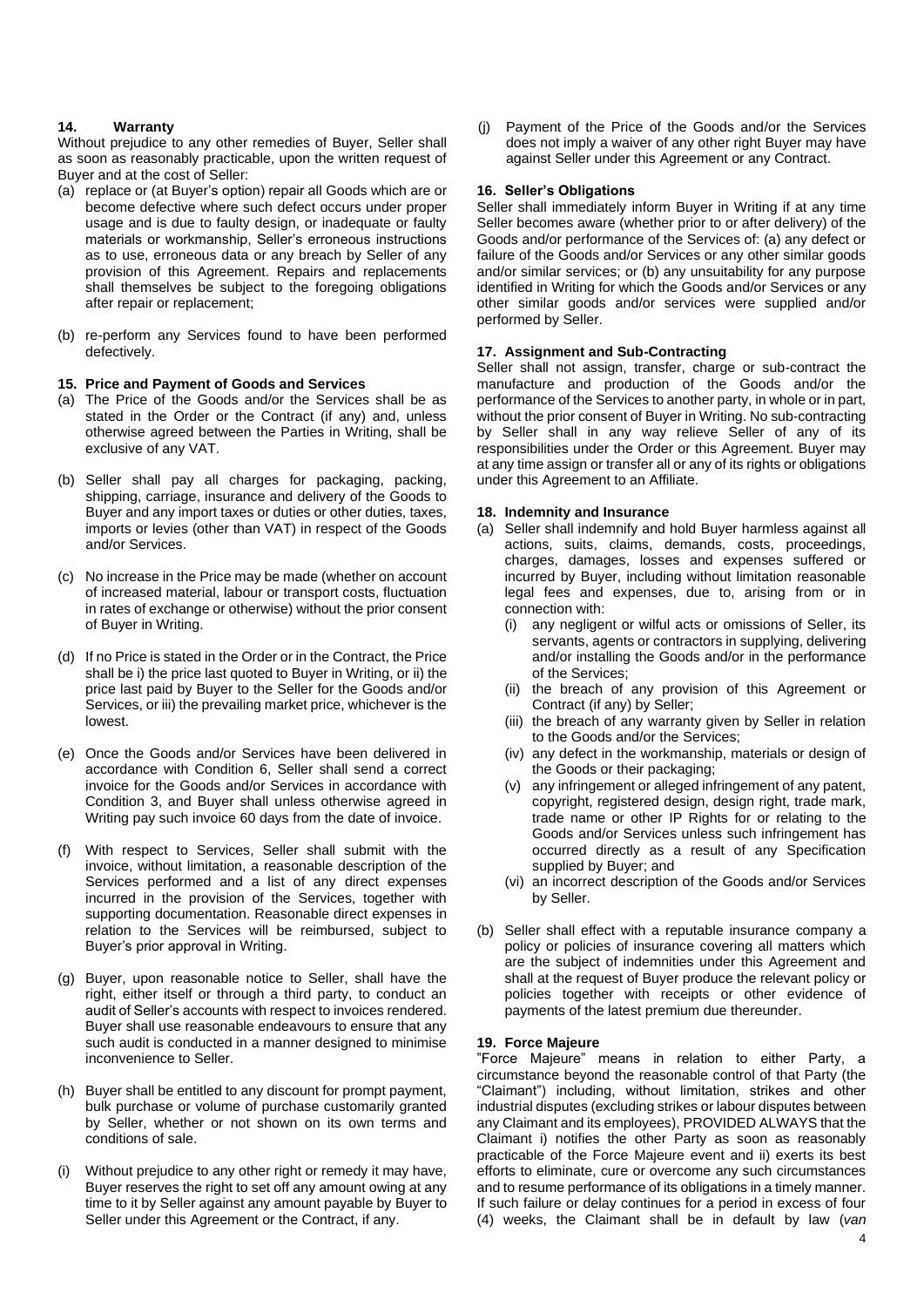## 14. Warranty

Without prejudice to any other remedies of Buyer, Seller shall as soon as reasonably practicable, upon the written request of Buyer and at the cost of Seller:

(a) replace or (at Buyer's option) repair all Goods which are or become defective where such defect occurs under proper usage and is due to faulty design, or inadequate or faulty materials or workmanship, Seller's erroneous instructions as to use, erroneous data or any breach by Seller of any provision of this Agreement. Repairs and replacements shall themselves be subject to the foregoing obligations after repair or replacement;

(b) re-perform any Services found to have been performed defectively.

## 15. Price and Payment of Goods and Services

(a) The Price of the Goods and/or the Services shall be as stated in the Order or the Contract (if any) and, unless otherwise agreed between the Parties in Writing, shall be exclusive of any VAT.

(b) Seller shall pay all charges for packaging, packing, shipping, carriage, insurance and delivery of the Goods to Buyer and any import taxes or duties or other duties, taxes, imports or levies (other than VAT) in respect of the Goods and/or Services.

(c) No increase in the Price may be made (whether on account of increased material, labour or transport costs, fluctuation in rates of exchange or otherwise) without the prior consent of Buyer in Writing.

(d) If no Price is stated in the Order or in the Contract, the Price shall be i) the price last quoted to Buyer in Writing, or ii) the price last paid by Buyer to the Seller for the Goods and/or Services, or iii) the prevailing market price, whichever is the lowest.

(e) Once the Goods and/or Services have been delivered in accordance with Condition 6, Seller shall send a correct invoice for the Goods and/or Services in accordance with Condition 3, and Buyer shall unless otherwise agreed in Writing pay such invoice 60 days from the date of invoice.

(f) With respect to Services, Seller shall submit with the invoice, without limitation, a reasonable description of the Services performed and a list of any direct expenses incurred in the provision of the Services, together with supporting documentation. Reasonable direct expenses in relation to the Services will be reimbursed, subject to Buyer's prior approval in Writing.

(g) Buyer, upon reasonable notice to Seller, shall have the right, either itself or through a third party, to conduct an audit of Seller's accounts with respect to invoices rendered. Buyer shall use reasonable endeavours to ensure that any such audit is conducted in a manner designed to minimise inconvenience to Seller.

(h) Buyer shall be entitled to any discount for prompt payment, bulk purchase or volume of purchase customarily granted by Seller, whether or not shown on its own terms and conditions of sale.

(i) Without prejudice to any other right or remedy it may have, Buyer reserves the right to set off any amount owing at any time to it by Seller against any amount payable by Buyer to Seller under this Agreement or the Contract, if any.

(j) Payment of the Price of the Goods and/or the Services does not imply a waiver of any other right Buyer may have against Seller under this Agreement or any Contract.

## 16. Seller's Obligations

Seller shall immediately inform Buyer in Writing if at any time Seller becomes aware (whether prior to or after delivery) of the Goods and/or performance of the Services of: (a) any defect or failure of the Goods and/or Services or any other similar goods and/or similar services; or (b) any unsuitability for any purpose identified in Writing for which the Goods and/or Services or any other similar goods and/or services were supplied and/or performed by Seller.

## 17. Assignment and Sub-Contracting

Seller shall not assign, transfer, charge or sub-contract the manufacture and production of the Goods and/or the performance of the Services to another party, in whole or in part, without the prior consent of Buyer in Writing. No sub-contracting by Seller shall in any way relieve Seller of any of its responsibilities under the Order or this Agreement. Buyer may at any time assign or transfer all or any of its rights or obligations under this Agreement to an Affiliate.

## 18. Indemnity and Insurance

(a) Seller shall indemnify and hold Buyer harmless against all actions, suits, claims, demands, costs, proceedings, charges, damages, losses and expenses suffered or incurred by Buyer, including without limitation reasonable legal fees and expenses, due to, arising from or in connection with:
   (i) any negligent or wilful acts or omissions of Seller, its servants, agents or contractors in supplying, delivering and/or installing the Goods and/or in the performance of the Services;
   (ii) the breach of any provision of this Agreement or Contract (if any) by Seller;
   (iii) the breach of any warranty given by Seller in relation to the Goods and/or the Services;
   (iv) any defect in the workmanship, materials or design of the Goods or their packaging;
   (v) any infringement or alleged infringement of any patent, copyright, registered design, design right, trade mark, trade name or other IP Rights for or relating to the Goods and/or Services unless such infringement has occurred directly as a result of any Specification supplied by Buyer; and
   (vi) an incorrect description of the Goods and/or Services by Seller.

(b) Seller shall effect with a reputable insurance company a policy or policies of insurance covering all matters which are the subject of indemnities under this Agreement and shall at the request of Buyer produce the relevant policy or policies together with receipts or other evidence of payments of the latest premium due thereunder.

## 19. Force Majeure

"Force Majeure" means in relation to either Party, a circumstance beyond the reasonable control of that Party (the "Claimant") including, without limitation, strikes and other industrial disputes (excluding strikes or labour disputes between any Claimant and its employees), PROVIDED ALWAYS that the Claimant i) notifies the other Party as soon as reasonably practicable of the Force Majeure event and ii) exerts its best efforts to eliminate, cure or overcome any such circumstances and to resume performance of its obligations in a timely manner. If such failure or delay continues for a period in excess of four (4) weeks, the Claimant shall be in default by law (*van*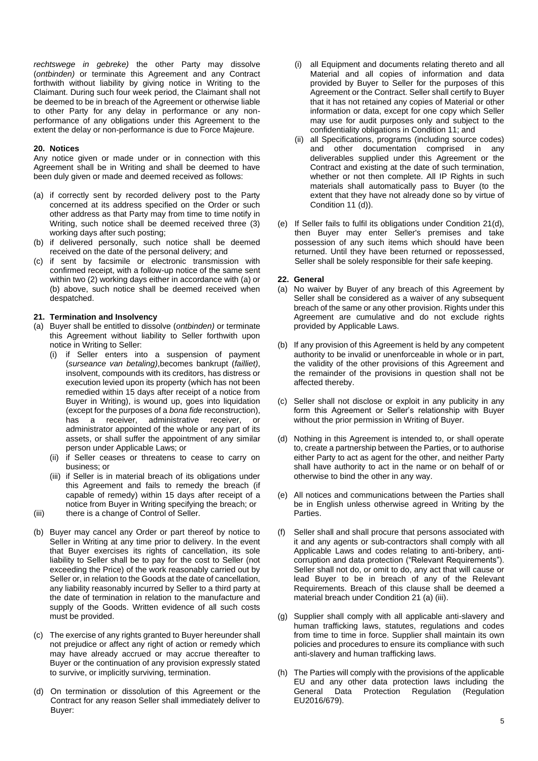*rechtswege in gebreke)* the other Party may dissolve (*ontbinden)* or terminate this Agreement and any Contract forthwith without liability by giving notice in Writing to the Claimant. During such four week period, the Claimant shall not be deemed to be in breach of the Agreement or otherwise liable to other Party for any delay in performance or any non-performance of any obligations under this Agreement to the extent the delay or non-performance is due to Force Majeure.

**20. Notices**

Any notice given or made under or in connection with this Agreement shall be in Writing and shall be deemed to have been duly given or made and deemed received as follows:

(a) if correctly sent by recorded delivery post to the Party concerned at its address specified on the Order or such other address as that Party may from time to time notify in Writing, such notice shall be deemed received three (3) working days after such posting;

(b) if delivered personally, such notice shall be deemed received on the date of the personal delivery; and

(c) if sent by facsimile or electronic transmission with confirmed receipt, with a follow-up notice of the same sent within two (2) working days either in accordance with (a) or (b) above, such notice shall be deemed received when despatched.

**21. Termination and Insolvency**

(a) Buyer shall be entitled to dissolve (*ontbinden)* or terminate this Agreement without liability to Seller forthwith upon notice in Writing to Seller:
   (i) if Seller enters into a suspension of payment (*surseance van betaling)*,becomes bankrupt (*failliet*), insolvent, compounds with its creditors, has distress or execution levied upon its property (which has not been remedied within 15 days after receipt of a notice from Buyer in Writing), is wound up, goes into liquidation (except for the purposes of a *bona fide* reconstruction), has a receiver, administrative receiver, or administrator appointed of the whole or any part of its assets, or shall suffer the appointment of any similar person under Applicable Laws; or
   (ii) if Seller ceases or threatens to cease to carry on business; or
   (iii) if Seller is in material breach of its obligations under this Agreement and fails to remedy the breach (if capable of remedy) within 15 days after receipt of a notice from Buyer in Writing specifying the breach; or

(iii) there is a change of Control of Seller.

(b) Buyer may cancel any Order or part thereof by notice to Seller in Writing at any time prior to delivery. In the event that Buyer exercises its rights of cancellation, its sole liability to Seller shall be to pay for the cost to Seller (not exceeding the Price) of the work reasonably carried out by Seller or, in relation to the Goods at the date of cancellation, any liability reasonably incurred by Seller to a third party at the date of termination in relation to the manufacture and supply of the Goods. Written evidence of all such costs must be provided.

(c) The exercise of any rights granted to Buyer hereunder shall not prejudice or affect any right of action or remedy which may have already accrued or may accrue thereafter to Buyer or the continuation of any provision expressly stated to survive, or implicitly surviving, termination.

(d) On termination or dissolution of this Agreement or the Contract for any reason Seller shall immediately deliver to Buyer:
   (i) all Equipment and documents relating thereto and all Material and all copies of information and data provided by Buyer to Seller for the purposes of this Agreement or the Contract. Seller shall certify to Buyer that it has not retained any copies of Material or other information or data, except for one copy which Seller may use for audit purposes only and subject to the confidentiality obligations in Condition 11; and
   (ii) all Specifications, programs (including source codes) and other documentation comprised in any deliverables supplied under this Agreement or the Contract and existing at the date of such termination, whether or not then complete. All IP Rights in such materials shall automatically pass to Buyer (to the extent that they have not already done so by virtue of Condition 11 (d)).

(e) If Seller fails to fulfil its obligations under Condition 21(d), then Buyer may enter Seller's premises and take possession of any such items which should have been returned. Until they have been returned or repossessed, Seller shall be solely responsible for their safe keeping.

**22. General**

(a) No waiver by Buyer of any breach of this Agreement by Seller shall be considered as a waiver of any subsequent breach of the same or any other provision. Rights under this Agreement are cumulative and do not exclude rights provided by Applicable Laws.

(b) If any provision of this Agreement is held by any competent authority to be invalid or unenforceable in whole or in part, the validity of the other provisions of this Agreement and the remainder of the provisions in question shall not be affected thereby.

(c) Seller shall not disclose or exploit in any publicity in any form this Agreement or Seller's relationship with Buyer without the prior permission in Writing of Buyer.

(d) Nothing in this Agreement is intended to, or shall operate to, create a partnership between the Parties, or to authorise either Party to act as agent for the other, and neither Party shall have authority to act in the name or on behalf of or otherwise to bind the other in any way.

(e) All notices and communications between the Parties shall be in English unless otherwise agreed in Writing by the Parties.

(f) Seller shall and shall procure that persons associated with it and any agents or sub-contractors shall comply with all Applicable Laws and codes relating to anti-bribery, anti-corruption and data protection ("Relevant Requirements"). Seller shall not do, or omit to do, any act that will cause or lead Buyer to be in breach of any of the Relevant Requirements. Breach of this clause shall be deemed a material breach under Condition 21 (a) (iii).

(g) Supplier shall comply with all applicable anti-slavery and human trafficking laws, statutes, regulations and codes from time to time in force. Supplier shall maintain its own policies and procedures to ensure its compliance with such anti-slavery and human trafficking laws.

(h) The Parties will comply with the provisions of the applicable EU and any other data protection laws including the General Data Protection Regulation (Regulation EU2016/679).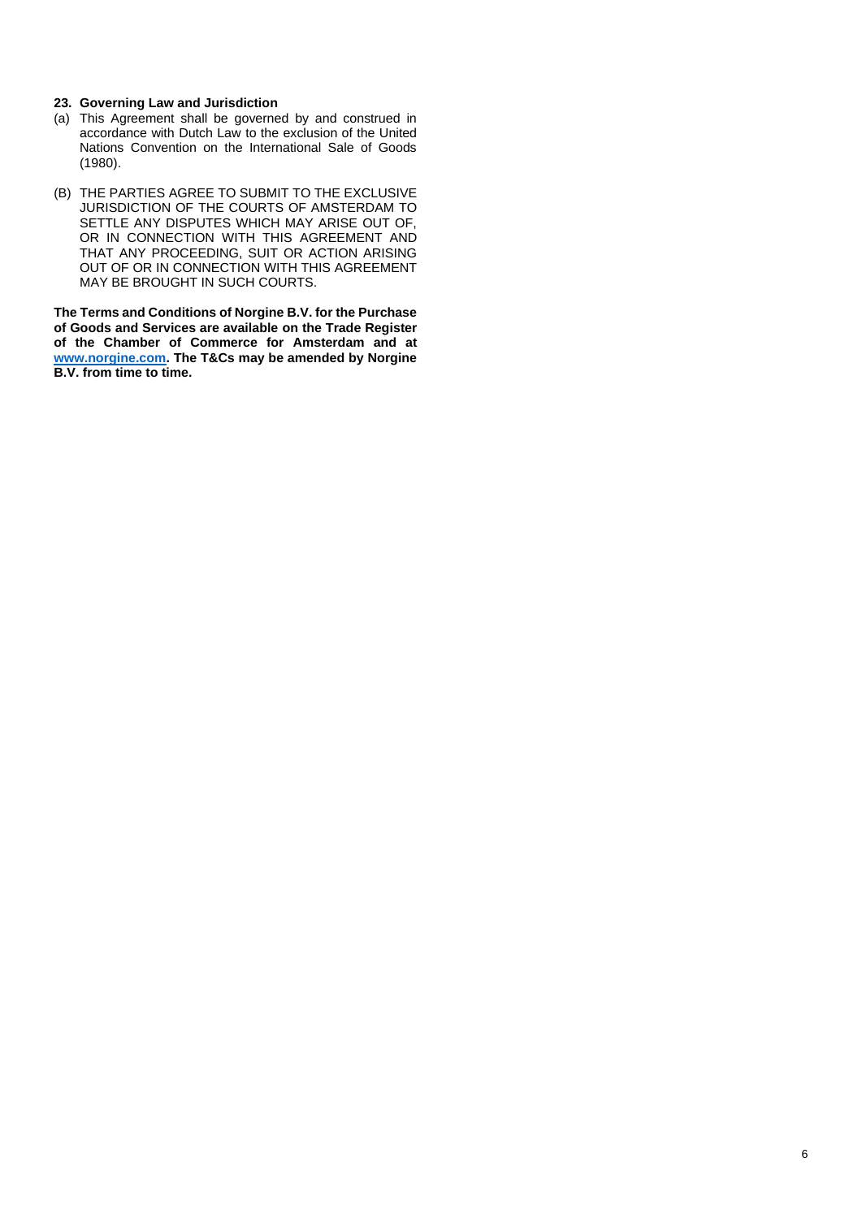**23. Governing Law and Jurisdiction**

(a) This Agreement shall be governed by and construed in accordance with Dutch Law to the exclusion of the United Nations Convention on the International Sale of Goods (1980).

(B) THE PARTIES AGREE TO SUBMIT TO THE EXCLUSIVE JURISDICTION OF THE COURTS OF AMSTERDAM TO SETTLE ANY DISPUTES WHICH MAY ARISE OUT OF, OR IN CONNECTION WITH THIS AGREEMENT AND THAT ANY PROCEEDING, SUIT OR ACTION ARISING OUT OF OR IN CONNECTION WITH THIS AGREEMENT MAY BE BROUGHT IN SUCH COURTS.

**The Terms and Conditions of Norgine B.V. for the Purchase of Goods and Services are available on the Trade Register of the Chamber of Commerce for Amsterdam and at [www.norgine.com](http://www.norgine.com). The T&Cs may be amended by Norgine B.V. from time to time.**